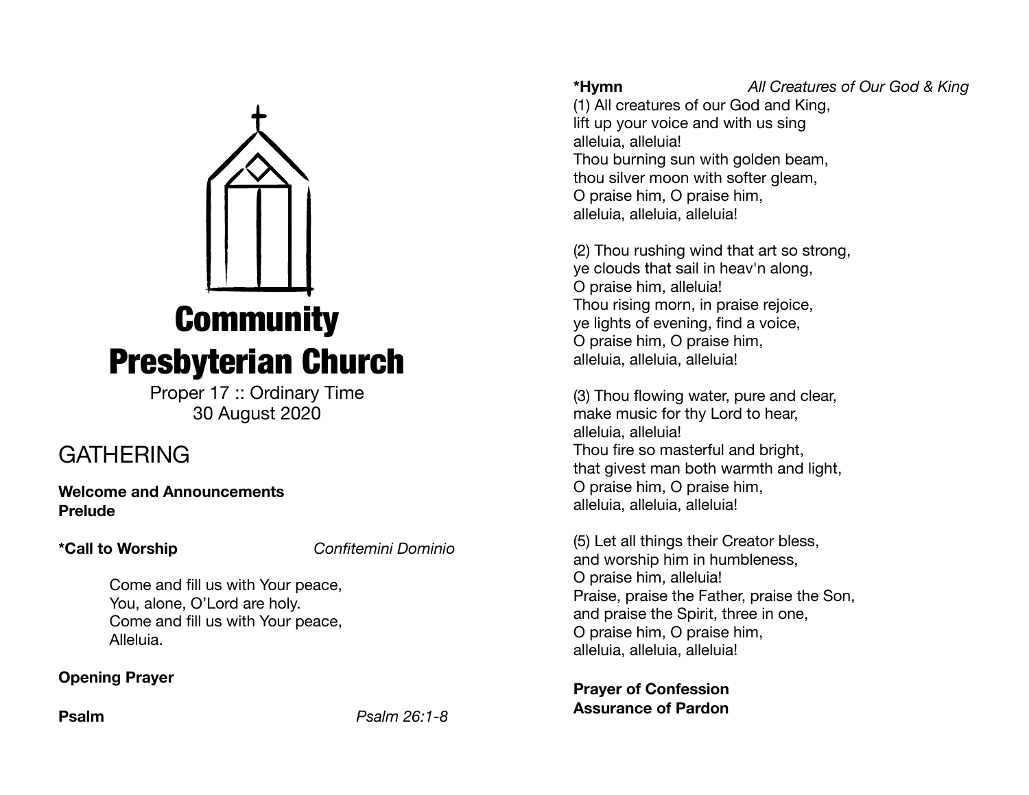# Community Presbyterian Church

Proper 17 :: Ordinary Time
30 August 2020

## GATHERING

**Welcome and Announcements**
**Prelude**

**\*Call to Worship** *Confitemini Dominio*

Come and fill us with Your peace,
You, alone, O'Lord are holy.
Come and fill us with Your peace,
Alleluia.

**Opening Prayer**

**Psalm** *Psalm 26:1-8*

**\*Hymn** *All Creatures of Our God & King*

(1) All creatures of our God and King,
lift up your voice and with us sing
alleluia, alleluia!
Thou burning sun with golden beam,
thou silver moon with softer gleam,
O praise him, O praise him,
alleluia, alleluia, alleluia!

(2) Thou rushing wind that art so strong,
ye clouds that sail in heav'n along,
O praise him, alleluia!
Thou rising morn, in praise rejoice,
ye lights of evening, find a voice,
O praise him, O praise him,
alleluia, alleluia, alleluia!

(3) Thou flowing water, pure and clear,
make music for thy Lord to hear,
alleluia, alleluia!
Thou fire so masterful and bright,
that givest man both warmth and light,
O praise him, O praise him,
alleluia, alleluia, alleluia!

(5) Let all things their Creator bless,
and worship him in humbleness,
O praise him, alleluia!
Praise, praise the Father, praise the Son,
and praise the Spirit, three in one,
O praise him, O praise him,
alleluia, alleluia, alleluia!

**Prayer of Confession**
**Assurance of Pardon**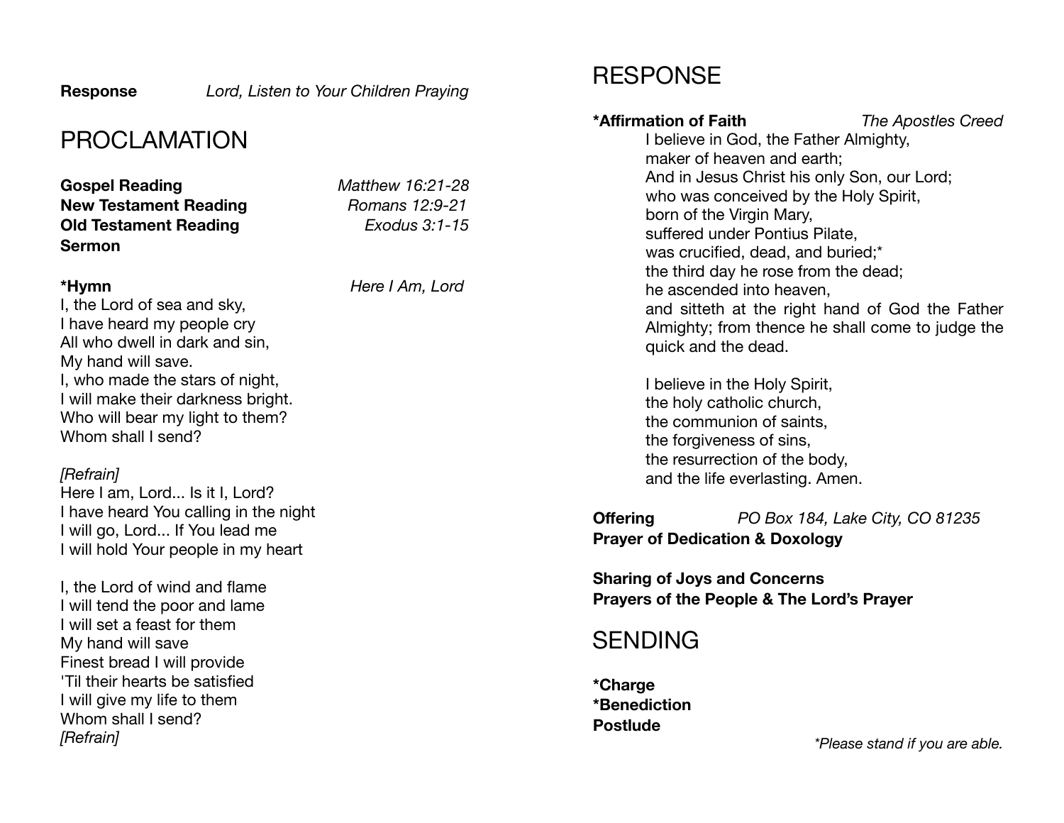**Response** *Lord, Listen to Your Children Praying*

# PROCLAMATION

**Gospel Reading** *Matthew 16:21-28*
**New Testament Reading** *Romans 12:9-21*
**Old Testament Reading** *Exodus 3:1-15*
**Sermon**

**\*Hymn** *Here I Am, Lord*
I, the Lord of sea and sky,
I have heard my people cry
All who dwell in dark and sin,
My hand will save.
I, who made the stars of night,
I will make their darkness bright.
Who will bear my light to them?
Whom shall I send?

*[Refrain]*
Here I am, Lord... Is it I, Lord?
I have heard You calling in the night
I will go, Lord... If You lead me
I will hold Your people in my heart

I, the Lord of wind and flame
I will tend the poor and lame
I will set a feast for them
My hand will save
Finest bread I will provide
'Til their hearts be satisfied
I will give my life to them
Whom shall I send?
*[Refrain]*

# RESPONSE

**\*Affirmation of Faith** *The Apostles Creed*

I believe in God, the Father Almighty,
maker of heaven and earth;
And in Jesus Christ his only Son, our Lord;
who was conceived by the Holy Spirit,
born of the Virgin Mary,
suffered under Pontius Pilate,
was crucified, dead, and buried;*
the third day he rose from the dead;
he ascended into heaven,
and sitteth at the right hand of God the Father Almighty; from thence he shall come to judge the quick and the dead.

I believe in the Holy Spirit,
the holy catholic church,
the communion of saints,
the forgiveness of sins,
the resurrection of the body,
and the life everlasting. Amen.

**Offering** *PO Box 184, Lake City, CO 81235*
**Prayer of Dedication & Doxology**

**Sharing of Joys and Concerns**
**Prayers of the People & The Lord's Prayer**

# SENDING

**\*Charge**
**\*Benediction**
**Postlude**

*\*Please stand if you are able.*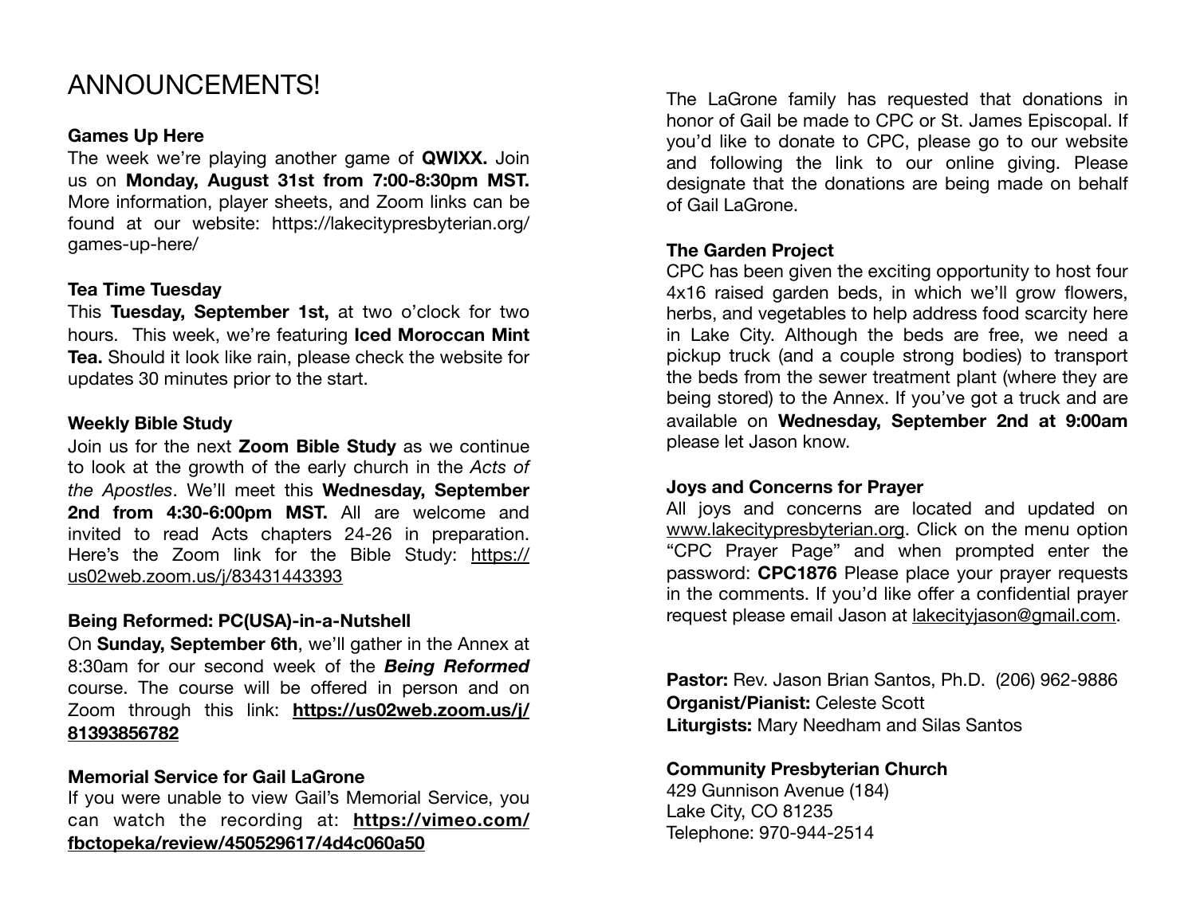# ANNOUNCEMENTS!

**Games Up Here**
The week we're playing another game of **QWIXX.** Join us on **Monday, August 31st from 7:00-8:30pm MST.** More information, player sheets, and Zoom links can be found at our website: https://lakecitypresbyterian.org/games-up-here/

**Tea Time Tuesday**
This **Tuesday, September 1st,** at two o'clock for two hours. This week, we're featuring **Iced Moroccan Mint Tea.** Should it look like rain, please check the website for updates 30 minutes prior to the start.

**Weekly Bible Study**
Join us for the next **Zoom Bible Study** as we continue to look at the growth of the early church in the *Acts of the Apostles*. We'll meet this **Wednesday, September 2nd from 4:30-6:00pm MST.** All are welcome and invited to read Acts chapters 24-26 in preparation. Here's the Zoom link for the Bible Study: https://us02web.zoom.us/j/83431443393

**Being Reformed: PC(USA)-in-a-Nutshell**
On **Sunday, September 6th**, we'll gather in the Annex at 8:30am for our second week of the ***Being Reformed*** course. The course will be offered in person and on Zoom through this link: **https://us02web.zoom.us/j/81393856782**

**Memorial Service for Gail LaGrone**
If you were unable to view Gail's Memorial Service, you can watch the recording at: **https://vimeo.com/fbctopeka/review/450529617/4d4c060a50**

The LaGrone family has requested that donations in honor of Gail be made to CPC or St. James Episcopal. If you'd like to donate to CPC, please go to our website and following the link to our online giving. Please designate that the donations are being made on behalf of Gail LaGrone.

**The Garden Project**
CPC has been given the exciting opportunity to host four 4x16 raised garden beds, in which we'll grow flowers, herbs, and vegetables to help address food scarcity here in Lake City. Although the beds are free, we need a pickup truck (and a couple strong bodies) to transport the beds from the sewer treatment plant (where they are being stored) to the Annex. If you've got a truck and are available on **Wednesday, September 2nd at 9:00am** please let Jason know.

**Joys and Concerns for Prayer**
All joys and concerns are located and updated on www.lakecitypresbyterian.org. Click on the menu option "CPC Prayer Page" and when prompted enter the password: **CPC1876** Please place your prayer requests in the comments. If you'd like offer a confidential prayer request please email Jason at lakecityjason@gmail.com.

**Pastor:** Rev. Jason Brian Santos, Ph.D. (206) 962-9886
**Organist/Pianist:** Celeste Scott
**Liturgists:** Mary Needham and Silas Santos

**Community Presbyterian Church**
429 Gunnison Avenue (184)
Lake City, CO 81235
Telephone: 970-944-2514